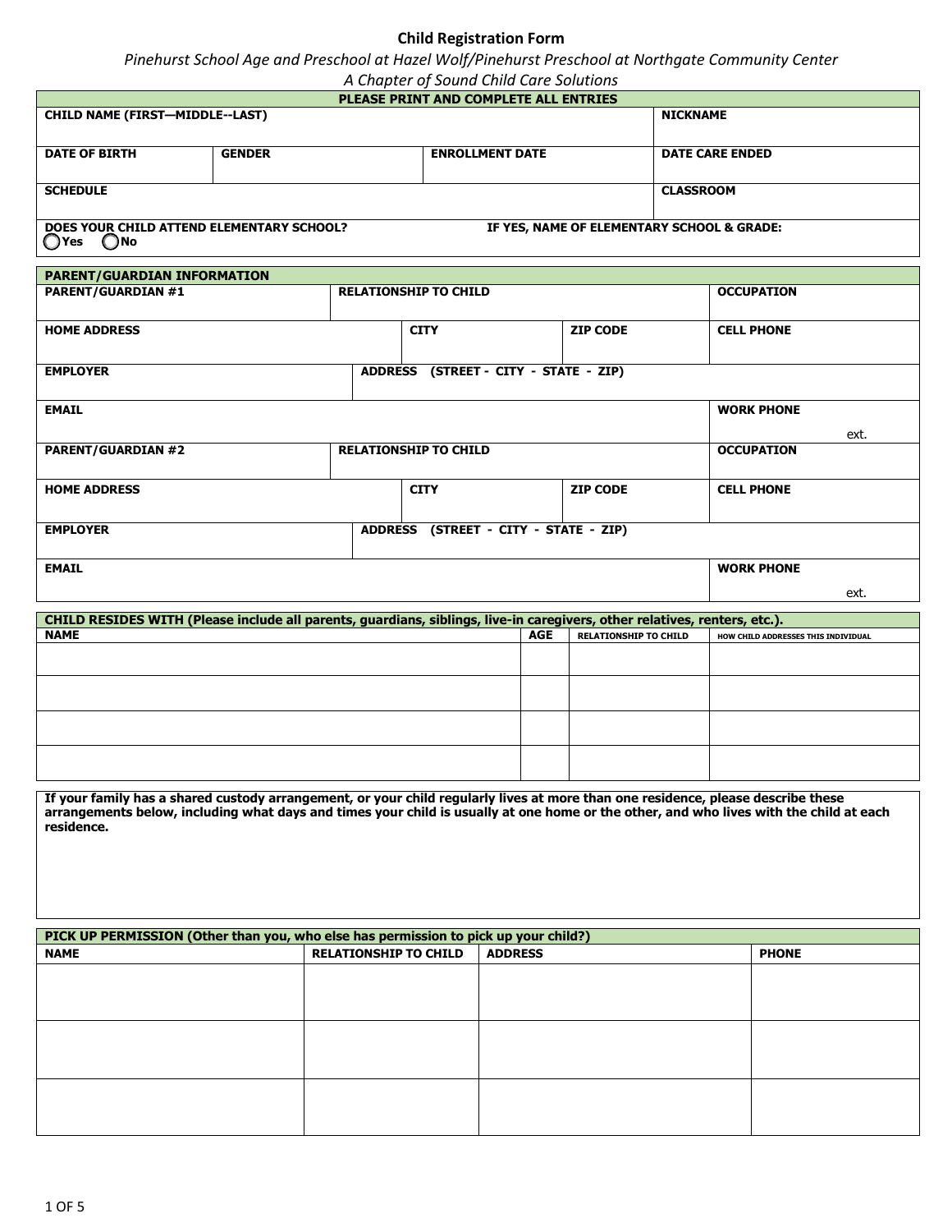# Child Registration Form

*Pinehurst School Age and Preschool at Hazel Wolf/Pinehurst Preschool at Northgate Community Center*

*A Chapter of Sound Child Care Solutions*

**PLEASE PRINT AND COMPLETE ALL ENTRIES**

| CHILD NAME (FIRST—MIDDLE--LAST) | | | NICKNAME |
|---|---|---|---|
| | | | |
| **DATE OF BIRTH** | **GENDER** | **ENROLLMENT DATE** | **DATE CARE ENDED** |
| | | | |
| **SCHEDULE** | | | **CLASSROOM** |
| | | | |

**DOES YOUR CHILD ATTEND ELEMENTARY SCHOOL?** ◯ Yes ◯ No

**IF YES, NAME OF ELEMENTARY SCHOOL & GRADE:**

## PARENT/GUARDIAN INFORMATION

| PARENT/GUARDIAN #1 | RELATIONSHIP TO CHILD | | OCCUPATION |
|---|---|---|---|
| | | | |
| **HOME ADDRESS** | **CITY** | **ZIP CODE** | **CELL PHONE** |
| | | | |
| **EMPLOYER** | **ADDRESS (STREET - CITY - STATE - ZIP)** | | |
| | | | |
| **EMAIL** | | | **WORK PHONE** ext. |
| | | | |
| **PARENT/GUARDIAN #2** | **RELATIONSHIP TO CHILD** | | **OCCUPATION** |
| | | | |
| **HOME ADDRESS** | **CITY** | **ZIP CODE** | **CELL PHONE** |
| | | | |
| **EMPLOYER** | **ADDRESS (STREET - CITY - STATE - ZIP)** | | |
| | | | |
| **EMAIL** | | | **WORK PHONE** ext. |
| | | | |

## CHILD RESIDES WITH (Please include all parents, guardians, siblings, live-in caregivers, other relatives, renters, etc.).

| NAME | AGE | RELATIONSHIP TO CHILD | HOW CHILD ADDRESSES THIS INDIVIDUAL |
|---|---|---|---|
| | | | |
| | | | |
| | | | |
| | | | |

**If your family has a shared custody arrangement, or your child regularly lives at more than one residence, please describe these arrangements below, including what days and times your child is usually at one home or the other, and who lives with the child at each residence.**

## PICK UP PERMISSION (Other than you, who else has permission to pick up your child?)

| NAME | RELATIONSHIP TO CHILD | ADDRESS | PHONE |
|---|---|---|---|
| | | | |
| | | | |
| | | | |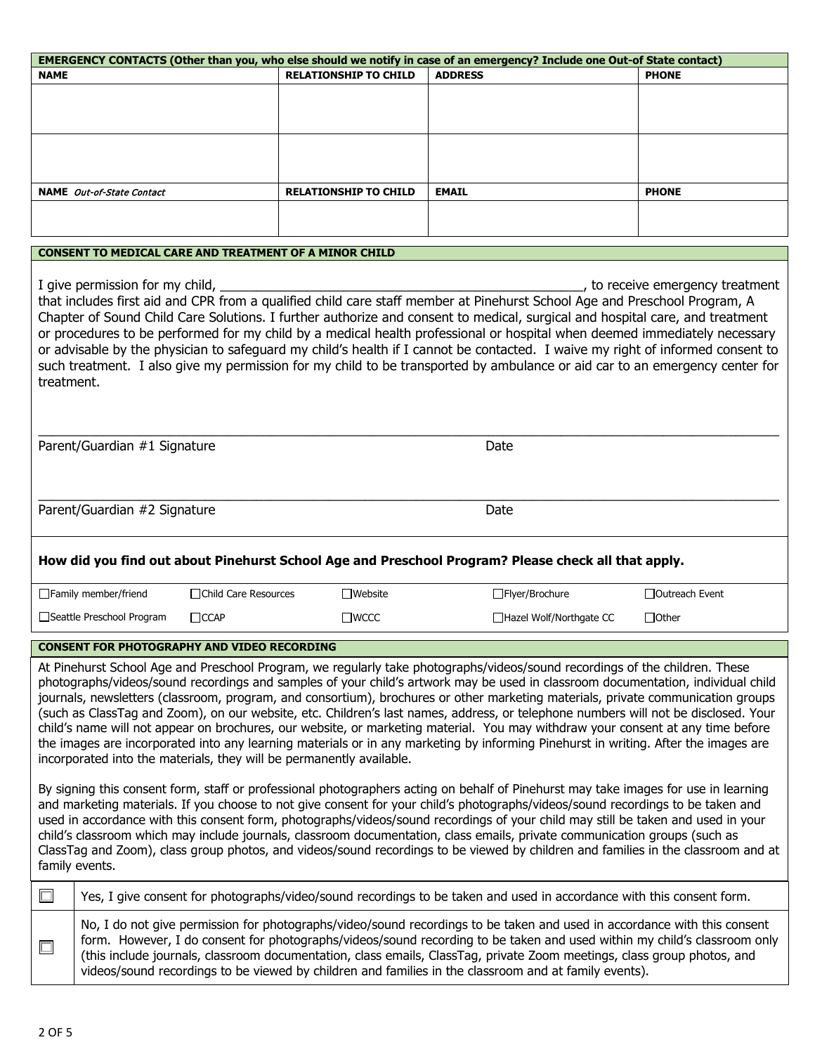| **EMERGENCY CONTACTS (Other than you, who else should we notify in case of an emergency? Include one Out-of State contact)** | | | |
|---|---|---|---|
| **NAME** | **RELATIONSHIP TO CHILD** | **ADDRESS** | **PHONE** |
| | | | |
| | | | |
| **NAME** *Out-of-State Contact* | **RELATIONSHIP TO CHILD** | **EMAIL** | **PHONE** |
| | | | |

**CONSENT TO MEDICAL CARE AND TREATMENT OF A MINOR CHILD**

I give permission for my child, ___________________________________________________, to receive emergency treatment that includes first aid and CPR from a qualified child care staff member at Pinehurst School Age and Preschool Program, A Chapter of Sound Child Care Solutions. I further authorize and consent to medical, surgical and hospital care, and treatment or procedures to be performed for my child by a medical health professional or hospital when deemed immediately necessary or advisable by the physician to safeguard my child's health if I cannot be contacted. I waive my right of informed consent to such treatment. I also give my permission for my child to be transported by ambulance or aid car to an emergency center for treatment.

_____________________________________________________________________________________________

Parent/Guardian #1 Signature                                        Date

_____________________________________________________________________________________________

Parent/Guardian #2 Signature                                        Date

**How did you find out about Pinehurst School Age and Preschool Program? Please check all that apply.**

| | | | | |
|---|---|---|---|---|
| ☐Family member/friend | ☐Child Care Resources | ☐Website | ☐Flyer/Brochure | ☐Outreach Event |
| ☐Seattle Preschool Program | ☐CCAP | ☐WCCC | ☐Hazel Wolf/Northgate CC | ☐Other |

**CONSENT FOR PHOTOGRAPHY AND VIDEO RECORDING**

At Pinehurst School Age and Preschool Program, we regularly take photographs/videos/sound recordings of the children. These photographs/videos/sound recordings and samples of your child's artwork may be used in classroom documentation, individual child journals, newsletters (classroom, program, and consortium), brochures or other marketing materials, private communication groups (such as ClassTag and Zoom), on our website, etc. Children's last names, address, or telephone numbers will not be disclosed. Your child's name will not appear on brochures, our website, or marketing material. You may withdraw your consent at any time before the images are incorporated into any learning materials or in any marketing by informing Pinehurst in writing. After the images are incorporated into the materials, they will be permanently available.

By signing this consent form, staff or professional photographers acting on behalf of Pinehurst may take images for use in learning and marketing materials. If you choose to not give consent for your child's photographs/videos/sound recordings to be taken and used in accordance with this consent form, photographs/videos/sound recordings of your child may still be taken and used in your child's classroom which may include journals, classroom documentation, class emails, private communication groups (such as ClassTag and Zoom), class group photos, and videos/sound recordings to be viewed by children and families in the classroom and at family events.

| | |
|---|---|
| ☐ | Yes, I give consent for photographs/video/sound recordings to be taken and used in accordance with this consent form. |
| ☐ | No, I do not give permission for photographs/video/sound recordings to be taken and used in accordance with this consent form. However, I do consent for photographs/videos/sound recording to be taken and used within my child's classroom only (this include journals, classroom documentation, class emails, ClassTag, private Zoom meetings, class group photos, and videos/sound recordings to be viewed by children and families in the classroom and at family events). |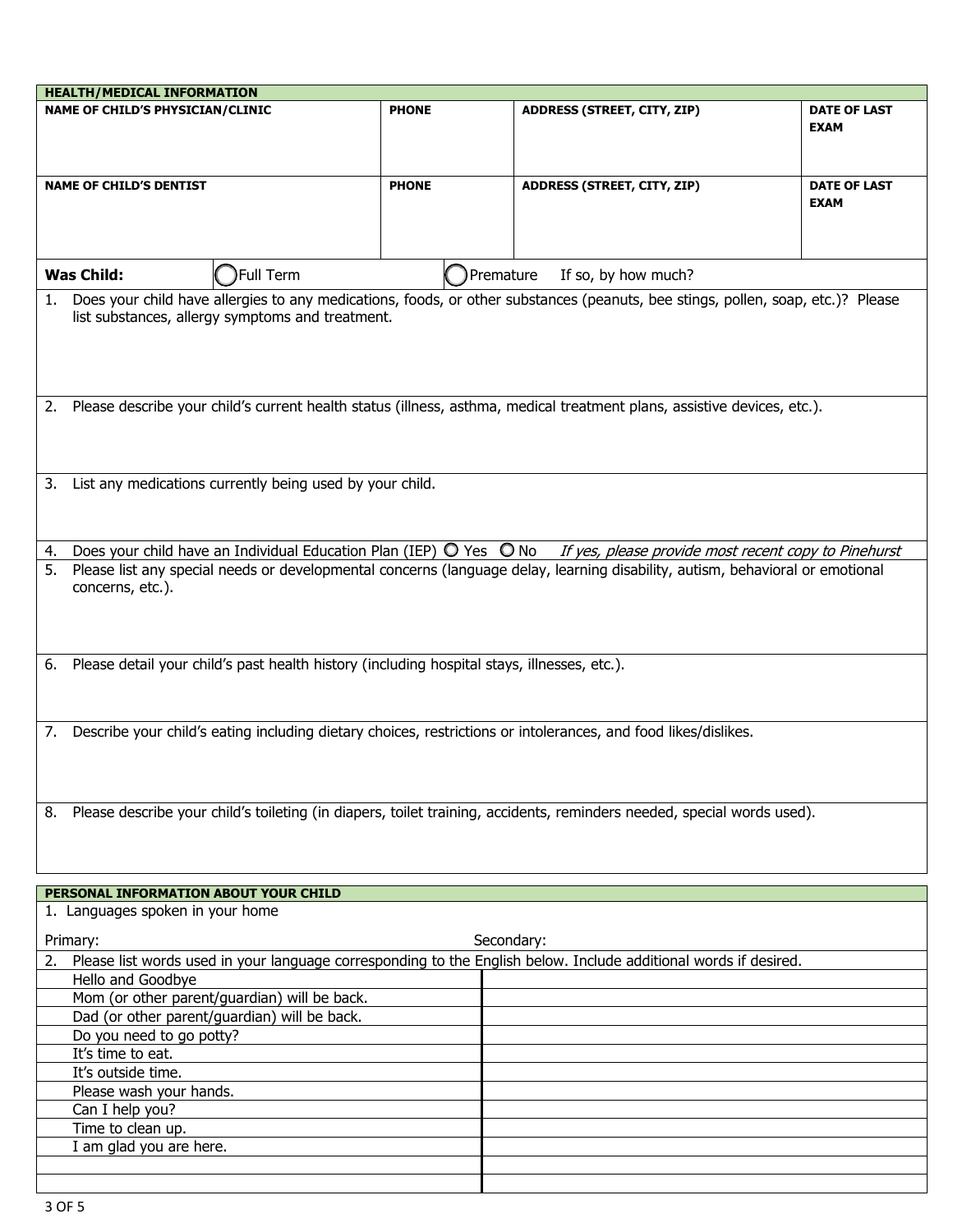## HEALTH/MEDICAL INFORMATION

| NAME OF CHILD'S PHYSICIAN/CLINIC | PHONE | ADDRESS (STREET, CITY, ZIP) | DATE OF LAST EXAM |
|---|---|---|---|
| | | | |

| NAME OF CHILD'S DENTIST | PHONE | ADDRESS (STREET, CITY, ZIP) | DATE OF LAST EXAM |
|---|---|---|---|
| | | | |

**Was Child:** ○ Full Term ○ Premature If so, by how much?

1. Does your child have allergies to any medications, foods, or other substances (peanuts, bee stings, pollen, soap, etc.)? Please list substances, allergy symptoms and treatment.

2. Please describe your child's current health status (illness, asthma, medical treatment plans, assistive devices, etc.).

3. List any medications currently being used by your child.

4. Does your child have an Individual Education Plan (IEP) ○ Yes ○ No *If yes, please provide most recent copy to Pinehurst*

5. Please list any special needs or developmental concerns (language delay, learning disability, autism, behavioral or emotional concerns, etc.).

6. Please detail your child's past health history (including hospital stays, illnesses, etc.).

7. Describe your child's eating including dietary choices, restrictions or intolerances, and food likes/dislikes.

8. Please describe your child's toileting (in diapers, toilet training, accidents, reminders needed, special words used).

## PERSONAL INFORMATION ABOUT YOUR CHILD

1. Languages spoken in your home

Primary: Secondary:

2. Please list words used in your language corresponding to the English below. Include additional words if desired.

| English | Your language |
|---|---|
| Hello and Goodbye | |
| Mom (or other parent/guardian) will be back. | |
| Dad (or other parent/guardian) will be back. | |
| Do you need to go potty? | |
| It's time to eat. | |
| It's outside time. | |
| Please wash your hands. | |
| Can I help you? | |
| Time to clean up. | |
| I am glad you are here. | |
| | |
| | |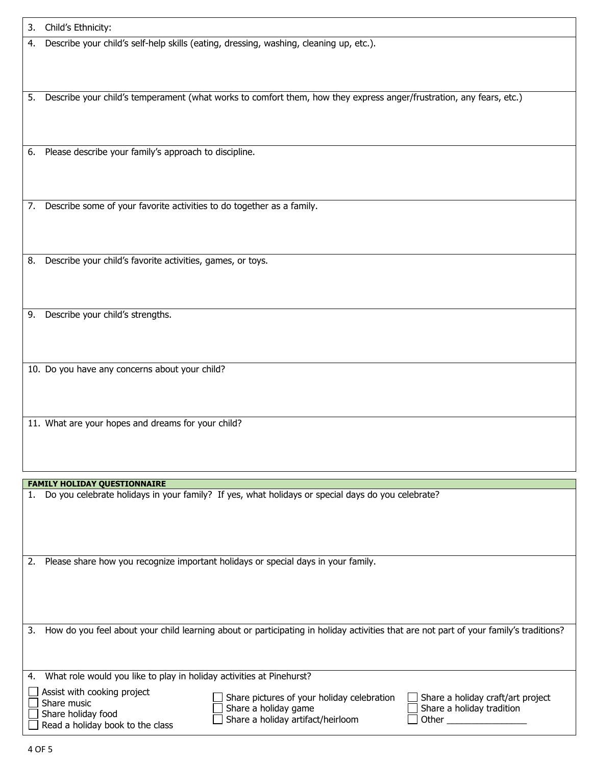3. Child's Ethnicity:

4. Describe your child's self-help skills (eating, dressing, washing, cleaning up, etc.).

5. Describe your child's temperament (what works to comfort them, how they express anger/frustration, any fears, etc.)

6. Please describe your family's approach to discipline.

7. Describe some of your favorite activities to do together as a family.

8. Describe your child's favorite activities, games, or toys.

9. Describe your child's strengths.

10. Do you have any concerns about your child?

11. What are your hopes and dreams for your child?

## FAMILY HOLIDAY QUESTIONNAIRE

1. Do you celebrate holidays in your family? If yes, what holidays or special days do you celebrate?

2. Please share how you recognize important holidays or special days in your family.

3. How do you feel about your child learning about or participating in holiday activities that are not part of your family's traditions?

4. What role would you like to play in holiday activities at Pinehurst?

- ☐ Assist with cooking project
- ☐ Share music
- ☐ Share holiday food
- ☐ Read a holiday book to the class
- ☐ Share pictures of your holiday celebration
- ☐ Share a holiday game
- ☐ Share a holiday artifact/heirloom
- ☐ Share a holiday craft/art project
- ☐ Share a holiday tradition
- ☐ Other ________________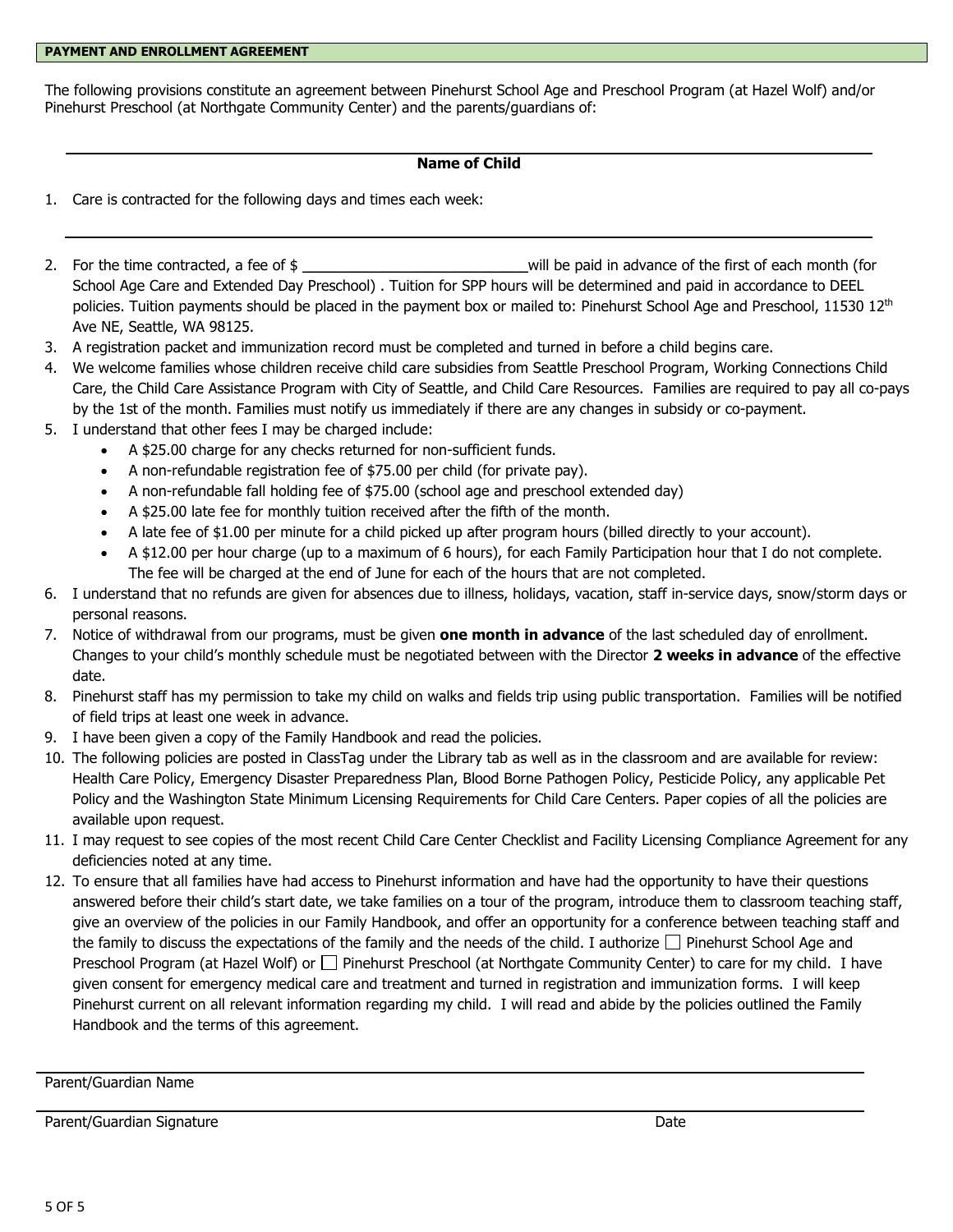**PAYMENT AND ENROLLMENT AGREEMENT**

The following provisions constitute an agreement between Pinehurst School Age and Preschool Program (at Hazel Wolf) and/or Pinehurst Preschool (at Northgate Community Center) and the parents/guardians of:

\_\_\_\_\_\_\_\_\_\_\_\_\_\_\_\_\_\_\_\_\_\_\_\_\_\_\_\_\_\_\_\_\_\_\_\_\_\_\_\_\_\_\_\_\_\_\_\_

**Name of Child**

1. Care is contracted for the following days and times each week:

   \_\_\_\_\_\_\_\_\_\_\_\_\_\_\_\_\_\_\_\_\_\_\_\_\_\_\_\_\_\_\_\_\_\_\_\_\_\_\_\_\_\_\_\_\_\_\_\_

2. For the time contracted, a fee of $ \_\_\_\_\_\_\_\_\_\_\_\_\_\_\_\_\_\_\_\_\_\_\_\_\_\_\_\_ will be paid in advance of the first of each month (for School Age Care and Extended Day Preschool) . Tuition for SPP hours will be determined and paid in accordance to DEEL policies. Tuition payments should be placed in the payment box or mailed to: Pinehurst School Age and Preschool, 11530 12th Ave NE, Seattle, WA 98125.
3. A registration packet and immunization record must be completed and turned in before a child begins care.
4. We welcome families whose children receive child care subsidies from Seattle Preschool Program, Working Connections Child Care, the Child Care Assistance Program with City of Seattle, and Child Care Resources. Families are required to pay all co-pays by the 1st of the month. Families must notify us immediately if there are any changes in subsidy or co-payment.
5. I understand that other fees I may be charged include:
   - A $25.00 charge for any checks returned for non-sufficient funds.
   - A non-refundable registration fee of $75.00 per child (for private pay).
   - A non-refundable fall holding fee of $75.00 (school age and preschool extended day)
   - A $25.00 late fee for monthly tuition received after the fifth of the month.
   - A late fee of $1.00 per minute for a child picked up after program hours (billed directly to your account).
   - A $12.00 per hour charge (up to a maximum of 6 hours), for each Family Participation hour that I do not complete. The fee will be charged at the end of June for each of the hours that are not completed.
6. I understand that no refunds are given for absences due to illness, holidays, vacation, staff in-service days, snow/storm days or personal reasons.
7. Notice of withdrawal from our programs, must be given **one month in advance** of the last scheduled day of enrollment. Changes to your child's monthly schedule must be negotiated between with the Director **2 weeks in advance** of the effective date.
8. Pinehurst staff has my permission to take my child on walks and fields trip using public transportation. Families will be notified of field trips at least one week in advance.
9. I have been given a copy of the Family Handbook and read the policies.
10. The following policies are posted in ClassTag under the Library tab as well as in the classroom and are available for review: Health Care Policy, Emergency Disaster Preparedness Plan, Blood Borne Pathogen Policy, Pesticide Policy, any applicable Pet Policy and the Washington State Minimum Licensing Requirements for Child Care Centers. Paper copies of all the policies are available upon request.
11. I may request to see copies of the most recent Child Care Center Checklist and Facility Licensing Compliance Agreement for any deficiencies noted at any time.
12. To ensure that all families have had access to Pinehurst information and have had the opportunity to have their questions answered before their child's start date, we take families on a tour of the program, introduce them to classroom teaching staff, give an overview of the policies in our Family Handbook, and offer an opportunity for a conference between teaching staff and the family to discuss the expectations of the family and the needs of the child. I authorize ☐ Pinehurst School Age and Preschool Program (at Hazel Wolf) or ☐ Pinehurst Preschool (at Northgate Community Center) to care for my child. I have given consent for emergency medical care and treatment and turned in registration and immunization forms. I will keep Pinehurst current on all relevant information regarding my child. I will read and abide by the policies outlined the Family Handbook and the terms of this agreement.

\_\_\_\_\_\_\_\_\_\_\_\_\_\_\_\_\_\_\_\_\_\_\_\_\_\_\_\_\_\_\_\_\_\_\_\_\_\_\_\_\_\_\_\_\_\_\_\_

Parent/Guardian Name

\_\_\_\_\_\_\_\_\_\_\_\_\_\_\_\_\_\_\_\_\_\_\_\_\_\_\_\_\_\_\_\_\_\_\_\_\_\_\_\_\_\_\_\_\_\_\_\_

Parent/Guardian Signature Date